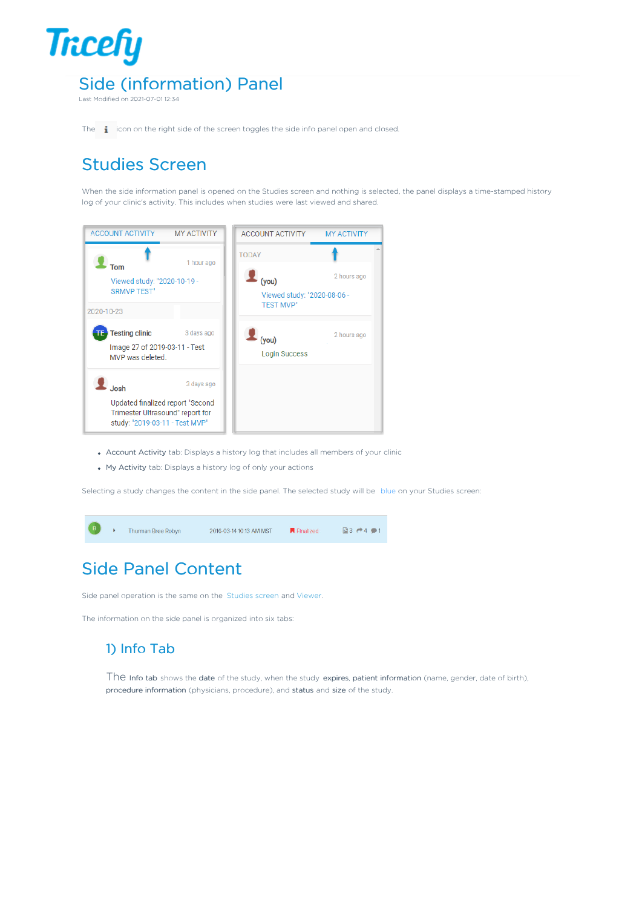# Side (information) Panel

Last Modified on 2021-07-01 12:34

The icon on the right side of the screen toggles the side info panel open and closed.

## Studies Screen

When the side information panel is opened on the Studies screen and nothing is selected, the panel displays a time-stamped history log of your clinic's activity. This includes when studies were last viewed and shared.

- Account Activity tab: Displays a history log that includes all members of your clinic
- My Activity tab: Displays a history log of only your actions

Selecting a study changes the content in the side panel. The selected study will be blue on your Studies screen:

## Side Panel Content

Side panel operation is the same on the Studies screen and Viewer.

The information on the side panel is organized into six tabs:

### 1) Info Tab

The Info tab shows the **date** of the study, when the study **expires**, **patient information** (name, gender, date of birth), **procedure information** (physicians, procedure), and **status** and **size** of the study.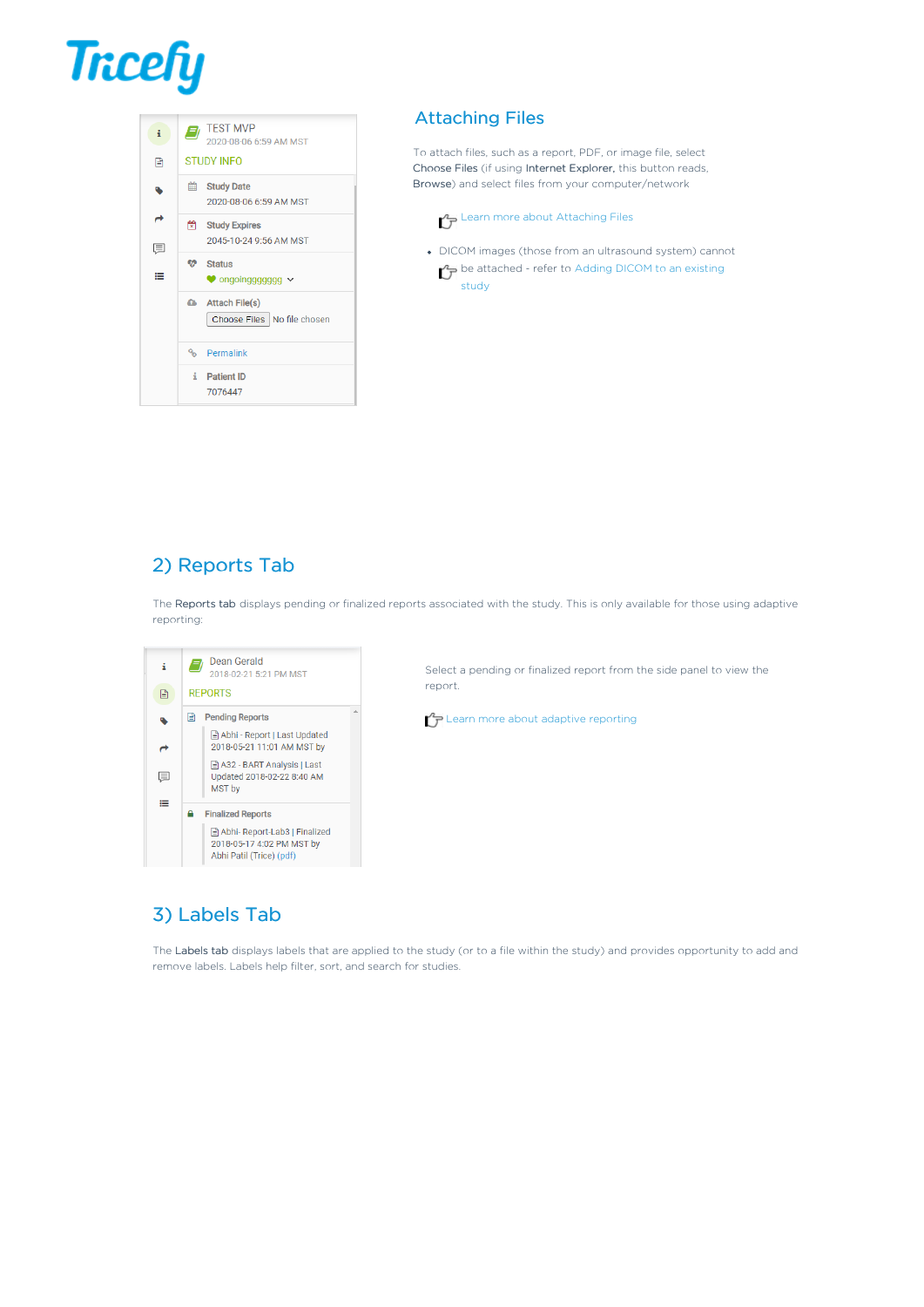## Attaching Files

To attach files, such as a report, PDF, or image file, select **Choose Files** (if using **Internet Explorer**, this button reads, **Browse**) and select files from your computer/network

Learn more about Attaching Files

- DICOM images (those from an ultrasound system) cannot be attached - refer to Adding DICOM to an existing study

## 2) Reports Tab

The **Reports tab** displays pending or finalized reports associated with the study. This is only available for those using adaptive reporting:

Select a pending or finalized report from the side panel to view the report.

Learn more about adaptive reporting

## 3) Labels Tab

The **Labels tab** displays labels that are applied to the study (or to a file within the study) and provides opportunity to add and remove labels. Labels help filter, sort, and search for studies.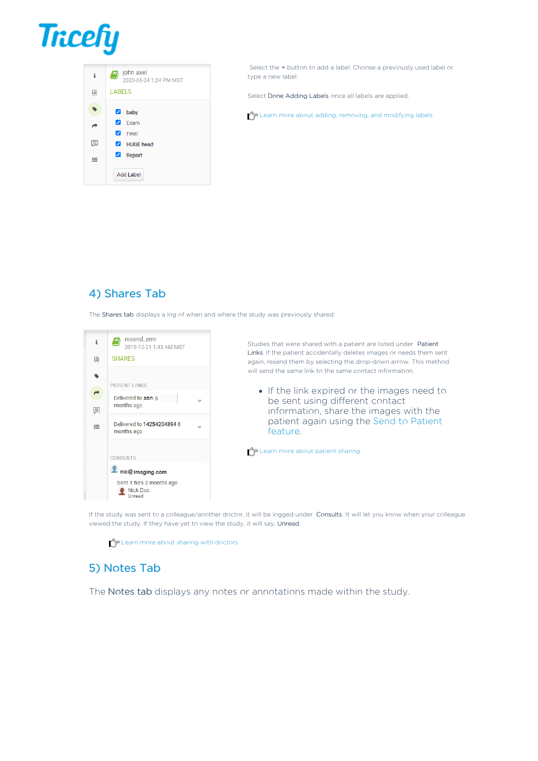Select the + button to add a label. Choose a previously used label or type a new label.

Select **Done Adding Labels** once all labels are applied.

Learn more about adding, removing, and modifying labels

## 4) Shares Tab

The **Shares tab** displays a log of when and where the study was previously shared:

Studies that were shared with a patient are listed under **Patient Links**. If the patient accidentally deletes images or needs them sent again, resend them by selecting the drop-down arrow. This method will send the same link to the same contact information.

- If the link expired or the images need to be sent using different contact information, share the images with the patient again using the Send to Patient feature.

Learn more about patient sharing

If the study was sent to a colleague/another doctor, it will be logged under **Consults**. It will let you know when your colleague viewed the study. If they have yet to view the study, it will say, **Unread**.

Learn more about sharing with doctors

## 5) Notes Tab

The **Notes tab** displays any notes or annotations made within the study.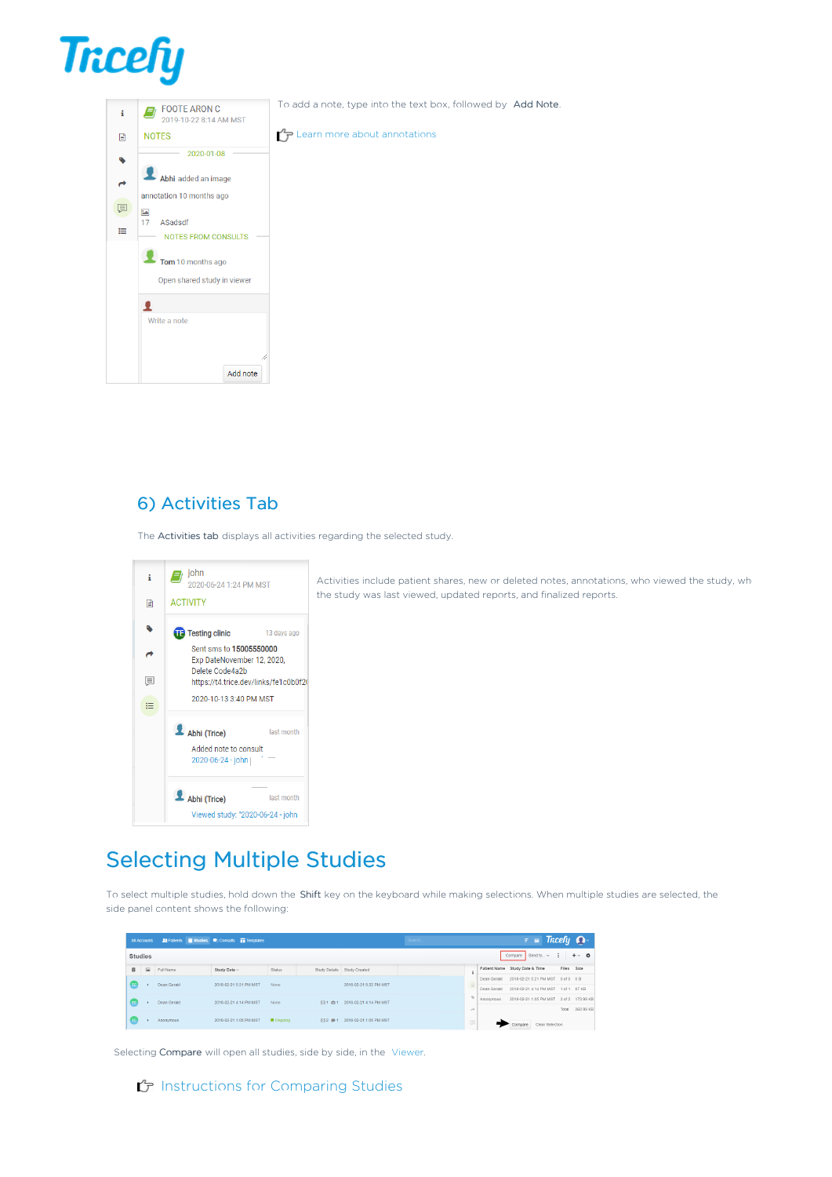To add a note, type into the text box, followed by **Add Note**.

Learn more about annotations

## 6) Activities Tab

The **Activities tab** displays all activities regarding the selected study.

Activities include patient shares, new or deleted notes, annotations, who viewed the study, wh the study was last viewed, updated reports, and finalized reports.

# Selecting Multiple Studies

To select multiple studies, hold down the **Shift** key on the keyboard while making selections. When multiple studies are selected, the side panel content shows the following:

Selecting **Compare** will open all studies, side by side, in the Viewer.

Instructions for Comparing Studies